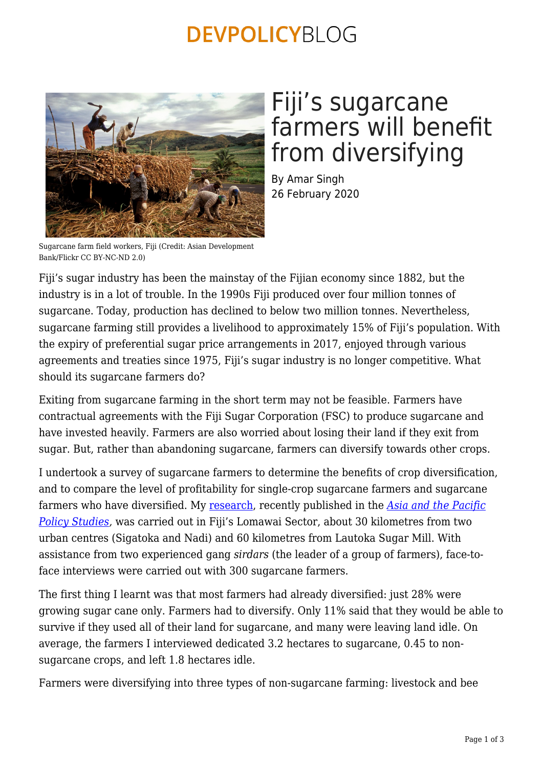# Fiji's sugarcane farmers will benefit from diversifying

By Amar Singh
26 February 2020

Sugarcane farm field workers, Fiji (Credit: Asian Development Bank/Flickr CC BY-NC-ND 2.0)

Fiji's sugar industry has been the mainstay of the Fijian economy since 1882, but the industry is in a lot of trouble. In the 1990s Fiji produced over four million tonnes of sugarcane. Today, production has declined to below two million tonnes. Nevertheless, sugarcane farming still provides a livelihood to approximately 15% of Fiji's population. With the expiry of preferential sugar price arrangements in 2017, enjoyed through various agreements and treaties since 1975, Fiji's sugar industry is no longer competitive. What should its sugarcane farmers do?

Exiting from sugarcane farming in the short term may not be feasible. Farmers have contractual agreements with the Fiji Sugar Corporation (FSC) to produce sugarcane and have invested heavily. Farmers are also worried about losing their land if they exit from sugar. But, rather than abandoning sugarcane, farmers can diversify towards other crops.

I undertook a survey of sugarcane farmers to determine the benefits of crop diversification, and to compare the level of profitability for single-crop sugarcane farmers and sugarcane farmers who have diversified. My research, recently published in the *Asia and the Pacific Policy Studies*, was carried out in Fiji's Lomawai Sector, about 30 kilometres from two urban centres (Sigatoka and Nadi) and 60 kilometres from Lautoka Sugar Mill. With assistance from two experienced gang *sirdars* (the leader of a group of farmers), face-to-face interviews were carried out with 300 sugarcane farmers.

The first thing I learnt was that most farmers had already diversified: just 28% were growing sugar cane only. Farmers had to diversify. Only 11% said that they would be able to survive if they used all of their land for sugarcane, and many were leaving land idle. On average, the farmers I interviewed dedicated 3.2 hectares to sugarcane, 0.45 to non-sugarcane crops, and left 1.8 hectares idle.

Farmers were diversifying into three types of non-sugarcane farming: livestock and bee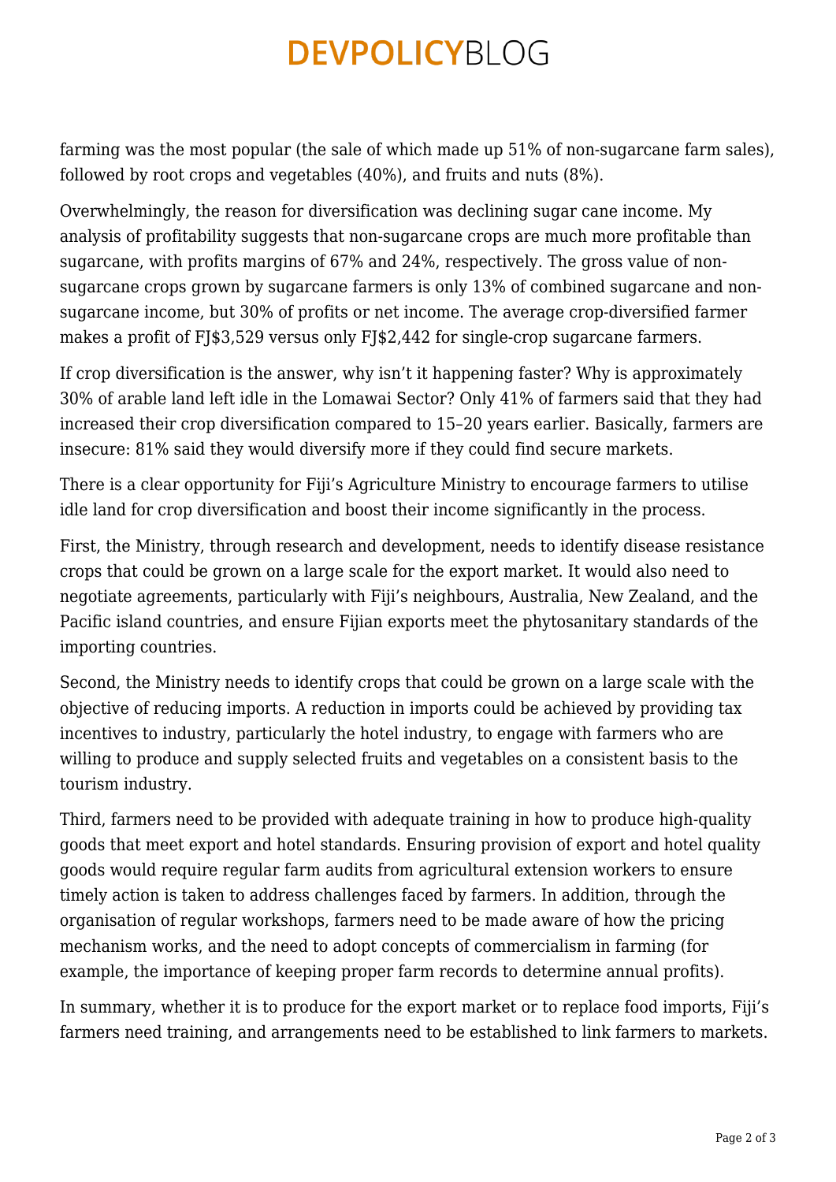farming was the most popular (the sale of which made up 51% of non-sugarcane farm sales), followed by root crops and vegetables (40%), and fruits and nuts (8%).

Overwhelmingly, the reason for diversification was declining sugar cane income. My analysis of profitability suggests that non-sugarcane crops are much more profitable than sugarcane, with profits margins of 67% and 24%, respectively. The gross value of non-sugarcane crops grown by sugarcane farmers is only 13% of combined sugarcane and non-sugarcane income, but 30% of profits or net income. The average crop-diversified farmer makes a profit of FJ$3,529 versus only FJ$2,442 for single-crop sugarcane farmers.

If crop diversification is the answer, why isn't it happening faster? Why is approximately 30% of arable land left idle in the Lomawai Sector? Only 41% of farmers said that they had increased their crop diversification compared to 15–20 years earlier. Basically, farmers are insecure: 81% said they would diversify more if they could find secure markets.

There is a clear opportunity for Fiji's Agriculture Ministry to encourage farmers to utilise idle land for crop diversification and boost their income significantly in the process.

First, the Ministry, through research and development, needs to identify disease resistance crops that could be grown on a large scale for the export market. It would also need to negotiate agreements, particularly with Fiji's neighbours, Australia, New Zealand, and the Pacific island countries, and ensure Fijian exports meet the phytosanitary standards of the importing countries.

Second, the Ministry needs to identify crops that could be grown on a large scale with the objective of reducing imports. A reduction in imports could be achieved by providing tax incentives to industry, particularly the hotel industry, to engage with farmers who are willing to produce and supply selected fruits and vegetables on a consistent basis to the tourism industry.

Third, farmers need to be provided with adequate training in how to produce high-quality goods that meet export and hotel standards. Ensuring provision of export and hotel quality goods would require regular farm audits from agricultural extension workers to ensure timely action is taken to address challenges faced by farmers. In addition, through the organisation of regular workshops, farmers need to be made aware of how the pricing mechanism works, and the need to adopt concepts of commercialism in farming (for example, the importance of keeping proper farm records to determine annual profits).

In summary, whether it is to produce for the export market or to replace food imports, Fiji's farmers need training, and arrangements need to be established to link farmers to markets.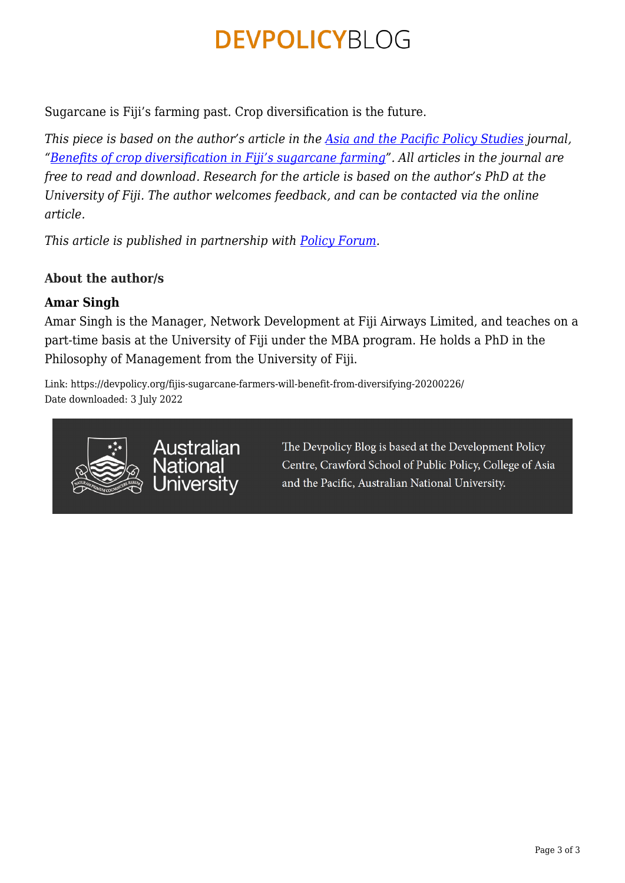Sugarcane is Fiji's farming past. Crop diversification is the future.

*This piece is based on the author's article in the [Asia and the Pacific Policy Studies](#) journal, "[Benefits of crop diversification in Fiji's sugarcane farming](#)". All articles in the journal are free to read and download. Research for the article is based on the author's PhD at the University of Fiji. The author welcomes feedback, and can be contacted via the online article.*

*This article is published in partnership with [Policy Forum](#).*

### About the author/s

**Amar Singh**

Amar Singh is the Manager, Network Development at Fiji Airways Limited, and teaches on a part-time basis at the University of Fiji under the MBA program. He holds a PhD in the Philosophy of Management from the University of Fiji.

Link: https://devpolicy.org/fijis-sugarcane-farmers-will-benefit-from-diversifying-20200226/
Date downloaded: 3 July 2022

Australian National University

The Devpolicy Blog is based at the Development Policy Centre, Crawford School of Public Policy, College of Asia and the Pacific, Australian National University.